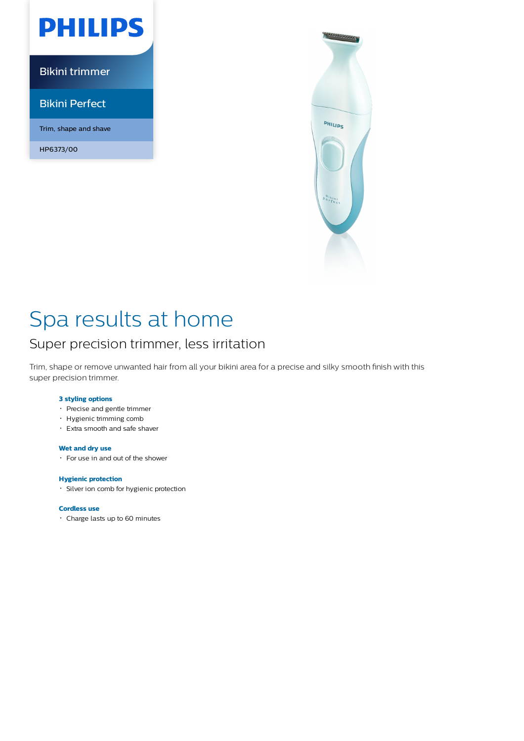PHILIPS

Bikini trimmer

Bikini Perfect

Trim, shape and shave

HP6373/00

# Spa results at home

## Super precision trimmer, less irritation

Trim, shape or remove unwanted hair from all your bikini area for a precise and silky smooth finish with this super precision trimmer.

**3 styling options**
- Precise and gentle trimmer
- Hygienic trimming comb
- Extra smooth and safe shaver

**Wet and dry use**
- For use in and out of the shower

**Hygienic protection**
- Silver ion comb for hygienic protection

**Cordless use**
- Charge lasts up to 60 minutes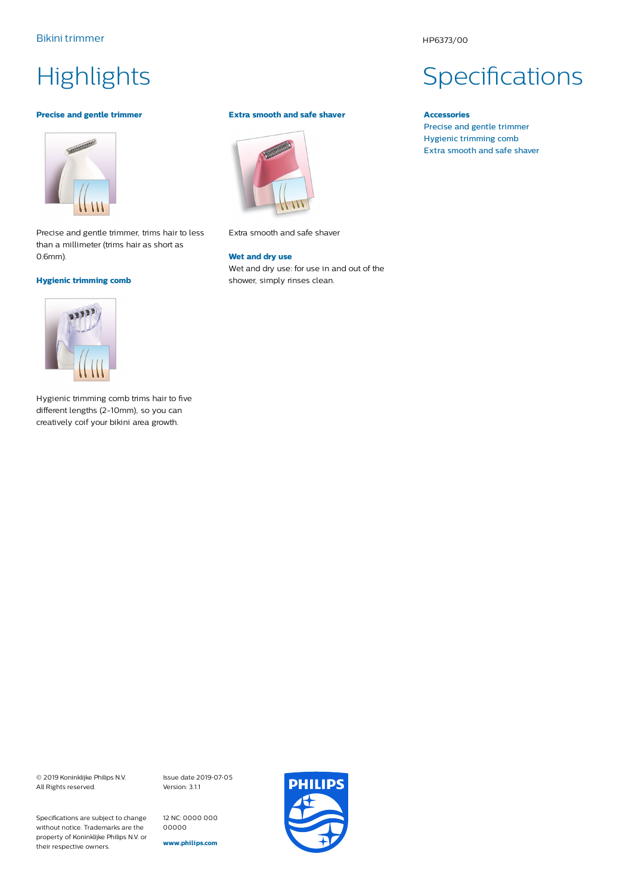Bikini trimmer

HP6373/00

# Highlights

### Precise and gentle trimmer

Precise and gentle trimmer, trims hair to less than a millimeter (trims hair as short as 0.6mm).

### Hygienic trimming comb

Hygienic trimming comb trims hair to five different lengths (2-10mm), so you can creatively coif your bikini area growth.

### Extra smooth and safe shaver

Extra smooth and safe shaver

### Wet and dry use

Wet and dry use: for use in and out of the shower, simply rinses clean.

# Specifications

### Accessories

Precise and gentle trimmer
Hygienic trimming comb
Extra smooth and safe shaver

© 2019 Koninklijke Philips N.V.
All Rights reserved.

Specifications are subject to change without notice. Trademarks are the property of Koninklijke Philips N.V. or their respective owners.

Issue date 2019-07-05
Version: 3.1.1

12 NC: 0000 000 00000

**www.philips.com**